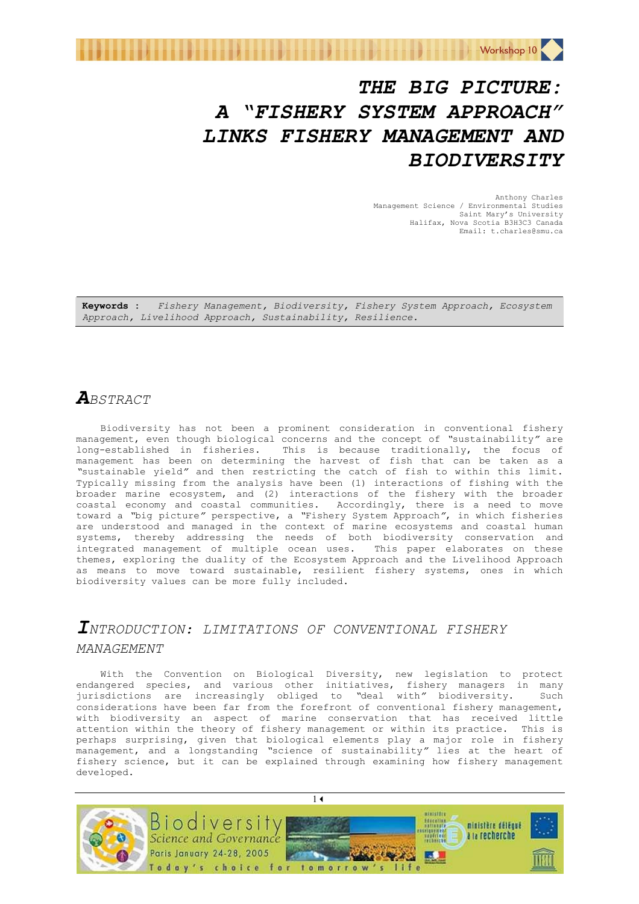# THE BIG PICTURE: A "FISHERY SYSTEM APPROACH" LINKS FISHERY MANAGEMENT AND BIODIVERSITY

Anthony Charles
Management Science / Environmental Studies
Saint Mary's University
Halifax, Nova Scotia B3H3C3 Canada
Email: t.charles@smu.ca

**Keywords :** *Fishery Management, Biodiversity, Fishery System Approach, Ecosystem Approach, Livelihood Approach, Sustainability, Resilience.*

## ABSTRACT

Biodiversity has not been a prominent consideration in conventional fishery management, even though biological concerns and the concept of "sustainability" are long-established in fisheries. This is because traditionally, the focus of management has been on determining the harvest of fish that can be taken as a "sustainable yield" and then restricting the catch of fish to within this limit. Typically missing from the analysis have been (1) interactions of fishing with the broader marine ecosystem, and (2) interactions of the fishery with the broader coastal economy and coastal communities. Accordingly, there is a need to move toward a "big picture" perspective, a "Fishery System Approach", in which fisheries are understood and managed in the context of marine ecosystems and coastal human systems, thereby addressing the needs of both biodiversity conservation and integrated management of multiple ocean uses. This paper elaborates on these themes, exploring the duality of the Ecosystem Approach and the Livelihood Approach as means to move toward sustainable, resilient fishery systems, ones in which biodiversity values can be more fully included.

## INTRODUCTION: LIMITATIONS OF CONVENTIONAL FISHERY MANAGEMENT

With the Convention on Biological Diversity, new legislation to protect endangered species, and various other initiatives, fishery managers in many jurisdictions are increasingly obliged to "deal with" biodiversity. Such considerations have been far from the forefront of conventional fishery management, with biodiversity an aspect of marine conservation that has received little attention within the theory of fishery management or within its practice. This is perhaps surprising, given that biological elements play a major role in fishery management, and a longstanding "science of sustainability" lies at the heart of fishery science, but it can be explained through examining how fishery management developed.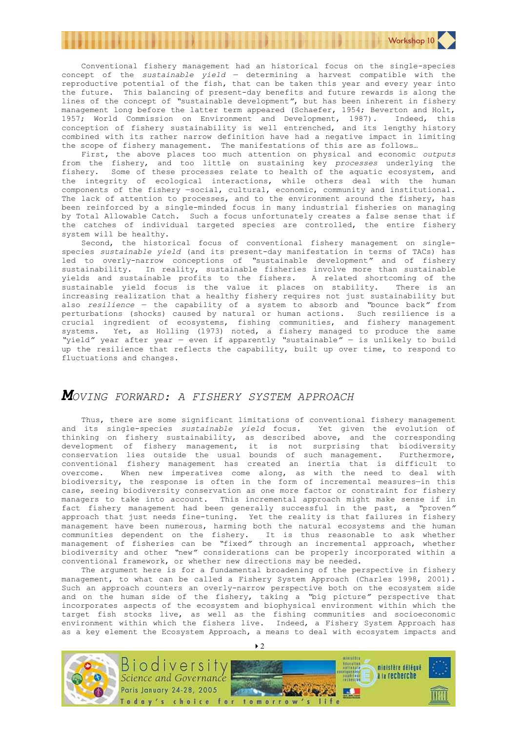Conventional fishery management had an historical focus on the single-species concept of the *sustainable yield* – determining a harvest compatible with the reproductive potential of the fish, that can be taken this year and every year into the future. This balancing of present-day benefits and future rewards is along the lines of the concept of "sustainable development", but has been inherent in fishery management long before the latter term appeared (Schaefer, 1954; Beverton and Holt, 1957; World Commission on Environment and Development, 1987). Indeed, this conception of fishery sustainability is well entrenched, and its lengthy history combined with its rather narrow definition have had a negative impact in limiting the scope of fishery management. The manifestations of this are as follows…

First, the above places too much attention on physical and economic *outputs* from the fishery, and too little on sustaining key *processes* underlying the fishery. Some of these processes relate to health of the aquatic ecosystem, and the integrity of ecological interactions, while others deal with the human components of the fishery —social, cultural, economic, community and institutional. The lack of attention to processes, and to the environment around the fishery, has been reinforced by a single-minded focus in many industrial fisheries on managing by Total Allowable Catch. Such a focus unfortunately creates a false sense that if the catches of individual targeted species are controlled, the entire fishery system will be healthy.

Second, the historical focus of conventional fishery management on single-species *sustainable yield* (and its present-day manifestation in terms of TACs) has led to overly-narrow conceptions of "sustainable development" and of fishery sustainability. In reality, sustainable fisheries involve more than sustainable yields and sustainable profits to the fishers. A related shortcoming of the sustainable yield focus is the value it places on stability. There is an increasing realization that a healthy fishery requires not just sustainability but also *resilience* – the capability of a system to absorb and "bounce back" from perturbations (shocks) caused by natural or human actions. Such resilience is a crucial ingredient of ecosystems, fishing communities, and fishery management systems. Yet, as Holling (1973) noted, a fishery managed to produce the same "yield" year after year – even if apparently "sustainable" – is unlikely to build up the resilience that reflects the capability, built up over time, to respond to fluctuations and changes.

## *MOVING FORWARD: A FISHERY SYSTEM APPROACH*

Thus, there are some significant limitations of conventional fishery management and its single-species *sustainable yield* focus. Yet given the evolution of thinking on fishery sustainability, as described above, and the corresponding development of fishery management, it is not surprising that biodiversity conservation lies outside the usual bounds of such management. Furthermore, conventional fishery management has created an inertia that is difficult to overcome. When new imperatives come along, as with the need to deal with biodiversity, the response is often in the form of incremental measures—in this case, seeing biodiversity conservation as one more factor or constraint for fishery managers to take into account. This incremental approach might make sense if in fact fishery management had been generally successful in the past, a "proven" approach that just needs fine-tuning. Yet the reality is that failures in fishery management have been numerous, harming both the natural ecosystems and the human communities dependent on the fishery. It is thus reasonable to ask whether management of fisheries can be "fixed" through an incremental approach, whether biodiversity and other "new" considerations can be properly incorporated within a conventional framework, or whether new directions may be needed.

The argument here is for a fundamental broadening of the perspective in fishery management, to what can be called a Fishery System Approach (Charles 1998, 2001). Such an approach counters an overly-narrow perspective both on the ecosystem side and on the human side of the fishery, taking a "big picture" perspective that incorporates aspects of the ecosystem and biophysical environment within which the target fish stocks live, as well as the fishing communities and socioeconomic environment within which the fishers live. Indeed, a Fishery System Approach has as a key element the Ecosystem Approach, a means to deal with ecosystem impacts and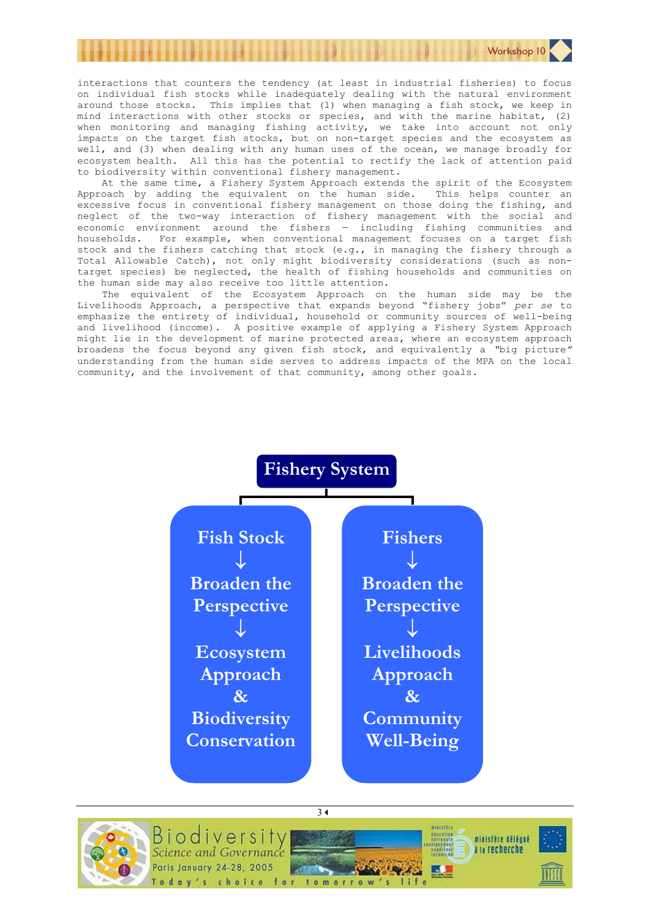interactions that counters the tendency (at least in industrial fisheries) to focus on individual fish stocks while inadequately dealing with the natural environment around those stocks. This implies that (1) when managing a fish stock, we keep in mind interactions with other stocks or species, and with the marine habitat, (2) when monitoring and managing fishing activity, we take into account not only impacts on the target fish stocks, but on non-target species and the ecosystem as well, and (3) when dealing with any human uses of the ocean, we manage broadly for ecosystem health. All this has the potential to rectify the lack of attention paid to biodiversity within conventional fishery management.

At the same time, a Fishery System Approach extends the spirit of the Ecosystem Approach by adding the equivalent on the human side. This helps counter an excessive focus in conventional fishery management on those doing the fishing, and neglect of the two-way interaction of fishery management with the social and economic environment around the fishers — including fishing communities and households. For example, when conventional management focuses on a target fish stock and the fishers catching that stock (e.g., in managing the fishery through a Total Allowable Catch), not only might biodiversity considerations (such as non-target species) be neglected, the health of fishing households and communities on the human side may also receive too little attention.

The equivalent of the Ecosystem Approach on the human side may be the Livelihoods Approach, a perspective that expands beyond "fishery jobs" *per se* to emphasize the entirety of individual, household or community sources of well-being and livelihood (income). A positive example of applying a Fishery System Approach might lie in the development of marine protected areas, where an ecosystem approach broadens the focus beyond any given fish stock, and equivalently a "big picture" understanding from the human side serves to address impacts of the MPA on the local community, and the involvement of that community, among other goals.

**Fishery System**

| Fish Stock | Fishers |
|---|---|
| ↓ | ↓ |
| Broaden the Perspective | Broaden the Perspective |
| ↓ | ↓ |
| Ecosystem Approach & Biodiversity Conservation | Livelihoods Approach & Community Well-Being |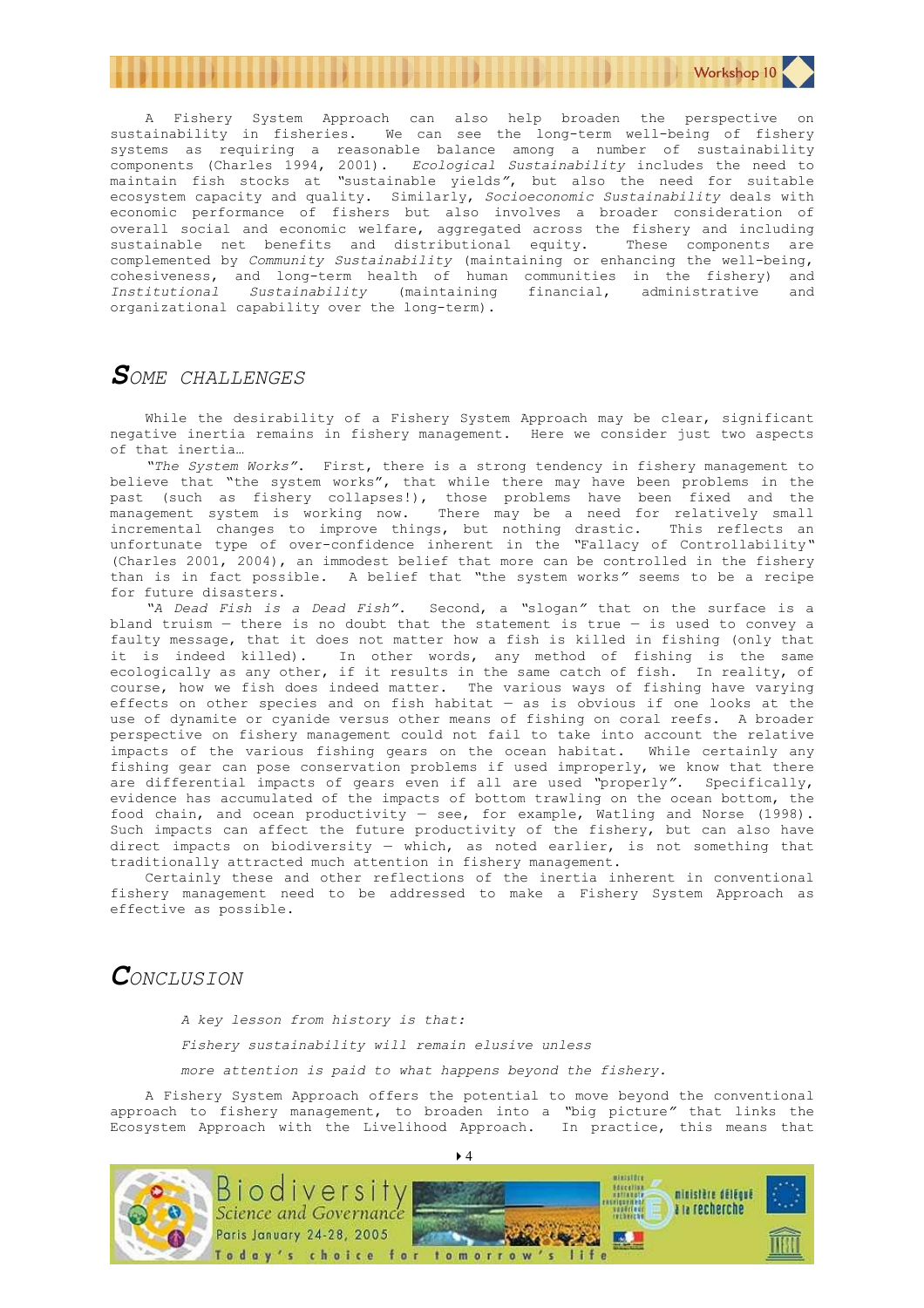A Fishery System Approach can also help broaden the perspective on sustainability in fisheries. We can see the long-term well-being of fishery systems as requiring a reasonable balance among a number of sustainability components (Charles 1994, 2001). *Ecological Sustainability* includes the need to maintain fish stocks at "sustainable yields", but also the need for suitable ecosystem capacity and quality. Similarly, *Socioeconomic Sustainability* deals with economic performance of fishers but also involves a broader consideration of overall social and economic welfare, aggregated across the fishery and including sustainable net benefits and distributional equity. These components are complemented by *Community Sustainability* (maintaining or enhancing the well-being, cohesiveness, and long-term health of human communities in the fishery) and *Institutional Sustainability* (maintaining financial, administrative and organizational capability over the long-term).

## *SOME CHALLENGES*

While the desirability of a Fishery System Approach may be clear, significant negative inertia remains in fishery management. Here we consider just two aspects of that inertia…

*"The System Works"*. First, there is a strong tendency in fishery management to believe that "the system works", that while there may have been problems in the past (such as fishery collapses!), those problems have been fixed and the management system is working now. There may be a need for relatively small incremental changes to improve things, but nothing drastic. This reflects an unfortunate type of over-confidence inherent in the "Fallacy of Controllability" (Charles 2001, 2004), an immodest belief that more can be controlled in the fishery than is in fact possible. A belief that "the system works" seems to be a recipe for future disasters.

*"A Dead Fish is a Dead Fish"*. Second, a "slogan" that on the surface is a bland truism — there is no doubt that the statement is true — is used to convey a faulty message, that it does not matter how a fish is killed in fishing (only that it is indeed killed). In other words, any method of fishing is the same ecologically as any other, if it results in the same catch of fish. In reality, of course, how we fish does indeed matter. The various ways of fishing have varying effects on other species and on fish habitat — as is obvious if one looks at the use of dynamite or cyanide versus other means of fishing on coral reefs. A broader perspective on fishery management could not fail to take into account the relative impacts of the various fishing gears on the ocean habitat. While certainly any fishing gear can pose conservation problems if used improperly, we know that there are differential impacts of gears even if all are used "properly". Specifically, evidence has accumulated of the impacts of bottom trawling on the ocean bottom, the food chain, and ocean productivity — see, for example, Watling and Norse (1998). Such impacts can affect the future productivity of the fishery, but can also have direct impacts on biodiversity — which, as noted earlier, is not something that traditionally attracted much attention in fishery management.

Certainly these and other reflections of the inertia inherent in conventional fishery management need to be addressed to make a Fishery System Approach as effective as possible.

## *CONCLUSION*

> *A key lesson from history is that:*
>
> *Fishery sustainability will remain elusive unless*
>
> *more attention is paid to what happens beyond the fishery.*

A Fishery System Approach offers the potential to move beyond the conventional approach to fishery management, to broaden into a "big picture" that links the Ecosystem Approach with the Livelihood Approach. In practice, this means that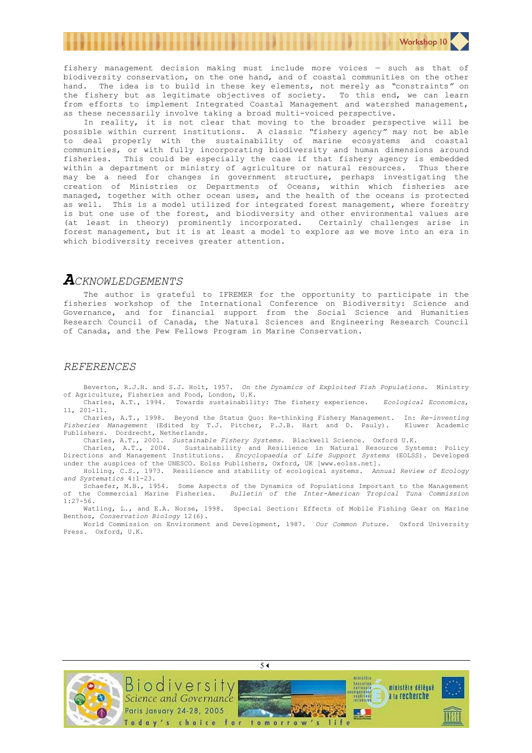fishery management decision making must include more voices — such as that of biodiversity conservation, on the one hand, and of coastal communities on the other hand. The idea is to build in these key elements, not merely as "constraints" on the fishery but as legitimate objectives of society. To this end, we can learn from efforts to implement Integrated Coastal Management and watershed management, as these necessarily involve taking a broad multi-voiced perspective.

In reality, it is not clear that moving to the broader perspective will be possible within current institutions. A classic "fishery agency" may not be able to deal properly with the sustainability of marine ecosystems and coastal communities, or with fully incorporating biodiversity and human dimensions around fisheries. This could be especially the case if that fishery agency is embedded within a department or ministry of agriculture or natural resources. Thus there may be a need for changes in government structure, perhaps investigating the creation of Ministries or Departments of Oceans, within which fisheries are managed, together with other ocean uses, and the health of the oceans is protected as well. This is a model utilized for integrated forest management, where forestry is but one use of the forest, and biodiversity and other environmental values are (at least in theory) prominently incorporated. Certainly challenges arise in forest management, but it is at least a model to explore as we move into an era in which biodiversity receives greater attention.

## ACKNOWLEDGEMENTS

The author is grateful to IFREMER for the opportunity to participate in the fisheries workshop of the International Conference on Biodiversity: Science and Governance, and for financial support from the Social Science and Humanities Research Council of Canada, the Natural Sciences and Engineering Research Council of Canada, and the Pew Fellows Program in Marine Conservation.

## REFERENCES

Beverton, R.J.H. and S.J. Holt, 1957. *On the Dynamics of Exploited Fish Populations*. Ministry of Agriculture, Fisheries and Food, London, U.K.

Charles, A.T., 1994. Towards sustainability: The fishery experience. *Ecological Economics*, 11, 201-11.

Charles, A.T., 1998. Beyond the Status Quo: Re-thinking Fishery Management. In: *Re-inventing Fisheries Management* (Edited by T.J. Pitcher, P.J.B. Hart and D. Pauly). Kluwer Academic Publishers. Dordrecht, Netherlands.

Charles, A.T., 2001. *Sustainable Fishery Systems*. Blackwell Science. Oxford U.K.

Charles, A.T., 2004. Sustainability and Resilience in Natural Resource Systems: Policy Directions and Management Institutions. *Encyclopaedia of Life Support Systems* (EOLSS). Developed under the auspices of the UNESCO. Eolss Publishers, Oxford, UK [www.eolss.net].

Holling, C.S., 1973. Resilience and stability of ecological systems. *Annual Review of Ecology and Systematics* 4:1-23.

Schaefer, M.B., 1954. Some Aspects of the Dynamics of Populations Important to the Management of the Commercial Marine Fisheries. *Bulletin of the Inter-American Tropical Tuna Commission* 1:27-56.

Watling, L., and E.A. Norse, 1998. Special Section: Effects of Mobile Fishing Gear on Marine Benthos, *Conservation Biology* 12(6).

World Commission on Environment and Development, 1987. *Our Common Future*. Oxford University Press. Oxford, U.K.